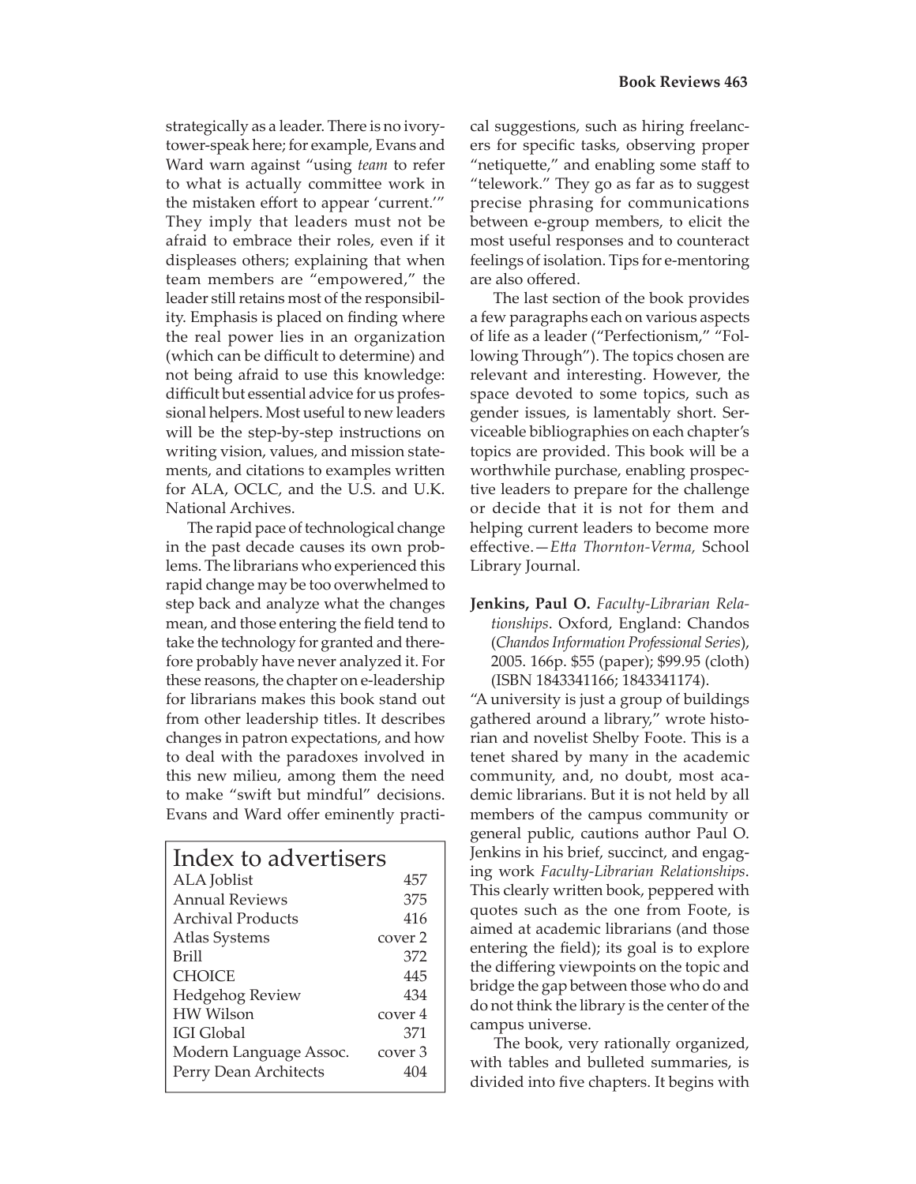strategically as a leader. There is no ivory-tower-speak here; for example, Evans and Ward warn against "using *team* to refer to what is actually committee work in the mistaken effort to appear 'current.'" They imply that leaders must not be afraid to embrace their roles, even if it displeases others; explaining that when team members are "empowered," the leader still retains most of the responsibility. Emphasis is placed on finding where the real power lies in an organization (which can be difficult to determine) and not being afraid to use this knowledge: difficult but essential advice for us professional helpers. Most useful to new leaders will be the step-by-step instructions on writing vision, values, and mission statements, and citations to examples written for ALA, OCLC, and the U.S. and U.K. National Archives.

The rapid pace of technological change in the past decade causes its own problems. The librarians who experienced this rapid change may be too overwhelmed to step back and analyze what the changes mean, and those entering the field tend to take the technology for granted and therefore probably have never analyzed it. For these reasons, the chapter on e-leadership for librarians makes this book stand out from other leadership titles. It describes changes in patron expectations, and how to deal with the paradoxes involved in this new milieu, among them the need to make "swift but mindful" decisions. Evans and Ward offer eminently practical suggestions, such as hiring freelancers for specific tasks, observing proper "netiquette," and enabling some staff to "telework." They go as far as to suggest precise phrasing for communications between e-group members, to elicit the most useful responses and to counteract feelings of isolation. Tips for e-mentoring are also offered.

The last section of the book provides a few paragraphs each on various aspects of life as a leader ("Perfectionism," "Following Through"). The topics chosen are relevant and interesting. However, the space devoted to some topics, such as gender issues, is lamentably short. Serviceable bibliographies on each chapter's topics are provided. This book will be a worthwhile purchase, enabling prospective leaders to prepare for the challenge or decide that it is not for them and helping current leaders to become more effective.—*Etta Thornton-Verma,* School Library Journal.

| Index to advertisers | |
|---|---|
| ALA Joblist | 457 |
| Annual Reviews | 375 |
| Archival Products | 416 |
| Atlas Systems | cover 2 |
| Brill | 372 |
| CHOICE | 445 |
| Hedgehog Review | 434 |
| HW Wilson | cover 4 |
| IGI Global | 371 |
| Modern Language Assoc. | cover 3 |
| Perry Dean Architects | 404 |

**Jenkins, Paul O.** *Faculty-Librarian Relationships*. Oxford, England: Chandos (*Chandos Information Professional Series*), 2005. 166p. $55 (paper); $99.95 (cloth) (ISBN 1843341166; 1843341174).

"A university is just a group of buildings gathered around a library," wrote historian and novelist Shelby Foote. This is a tenet shared by many in the academic community, and, no doubt, most academic librarians. But it is not held by all members of the campus community or general public, cautions author Paul O. Jenkins in his brief, succinct, and engaging work *Faculty-Librarian Relationships*. This clearly written book, peppered with quotes such as the one from Foote, is aimed at academic librarians (and those entering the field); its goal is to explore the differing viewpoints on the topic and bridge the gap between those who do and do not think the library is the center of the campus universe.

The book, very rationally organized, with tables and bulleted summaries, is divided into five chapters. It begins with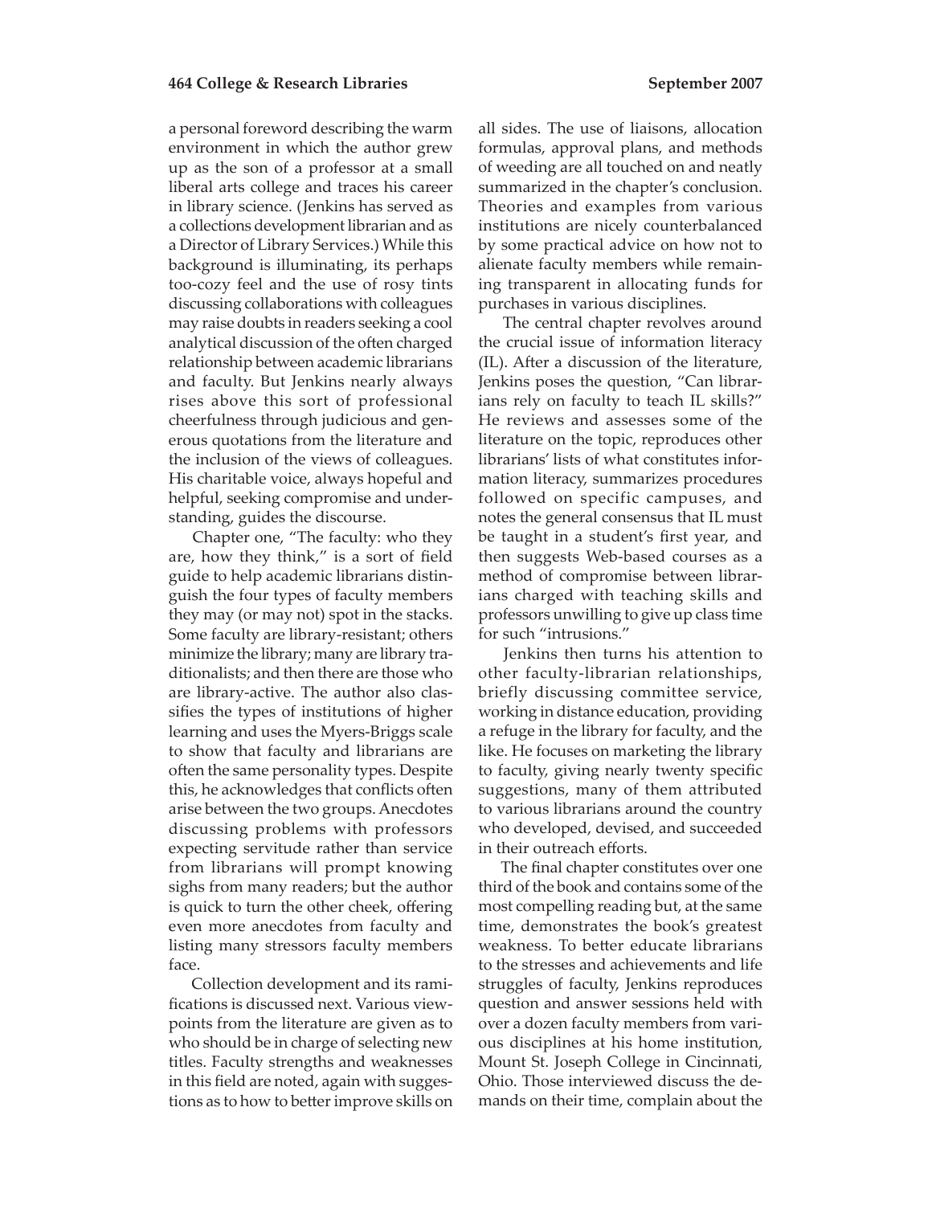a personal foreword describing the warm environment in which the author grew up as the son of a professor at a small liberal arts college and traces his career in library science. (Jenkins has served as a collections development librarian and as a Director of Library Services.) While this background is illuminating, its perhaps too-cozy feel and the use of rosy tints discussing collaborations with colleagues may raise doubts in readers seeking a cool analytical discussion of the often charged relationship between academic librarians and faculty. But Jenkins nearly always rises above this sort of professional cheerfulness through judicious and generous quotations from the literature and the inclusion of the views of colleagues. His charitable voice, always hopeful and helpful, seeking compromise and understanding, guides the discourse.

Chapter one, "The faculty: who they are, how they think," is a sort of field guide to help academic librarians distinguish the four types of faculty members they may (or may not) spot in the stacks. Some faculty are library-resistant; others minimize the library; many are library traditionalists; and then there are those who are library-active. The author also classifies the types of institutions of higher learning and uses the Myers-Briggs scale to show that faculty and librarians are often the same personality types. Despite this, he acknowledges that conflicts often arise between the two groups. Anecdotes discussing problems with professors expecting servitude rather than service from librarians will prompt knowing sighs from many readers; but the author is quick to turn the other cheek, offering even more anecdotes from faculty and listing many stressors faculty members face.

Collection development and its ramifications is discussed next. Various viewpoints from the literature are given as to who should be in charge of selecting new titles. Faculty strengths and weaknesses in this field are noted, again with suggestions as to how to better improve skills on all sides. The use of liaisons, allocation formulas, approval plans, and methods of weeding are all touched on and neatly summarized in the chapter's conclusion. Theories and examples from various institutions are nicely counterbalanced by some practical advice on how not to alienate faculty members while remaining transparent in allocating funds for purchases in various disciplines.

The central chapter revolves around the crucial issue of information literacy (IL). After a discussion of the literature, Jenkins poses the question, "Can librarians rely on faculty to teach IL skills?" He reviews and assesses some of the literature on the topic, reproduces other librarians' lists of what constitutes information literacy, summarizes procedures followed on specific campuses, and notes the general consensus that IL must be taught in a student's first year, and then suggests Web-based courses as a method of compromise between librarians charged with teaching skills and professors unwilling to give up class time for such "intrusions."

Jenkins then turns his attention to other faculty-librarian relationships, briefly discussing committee service, working in distance education, providing a refuge in the library for faculty, and the like. He focuses on marketing the library to faculty, giving nearly twenty specific suggestions, many of them attributed to various librarians around the country who developed, devised, and succeeded in their outreach efforts.

The final chapter constitutes over one third of the book and contains some of the most compelling reading but, at the same time, demonstrates the book's greatest weakness. To better educate librarians to the stresses and achievements and life struggles of faculty, Jenkins reproduces question and answer sessions held with over a dozen faculty members from various disciplines at his home institution, Mount St. Joseph College in Cincinnati, Ohio. Those interviewed discuss the demands on their time, complain about the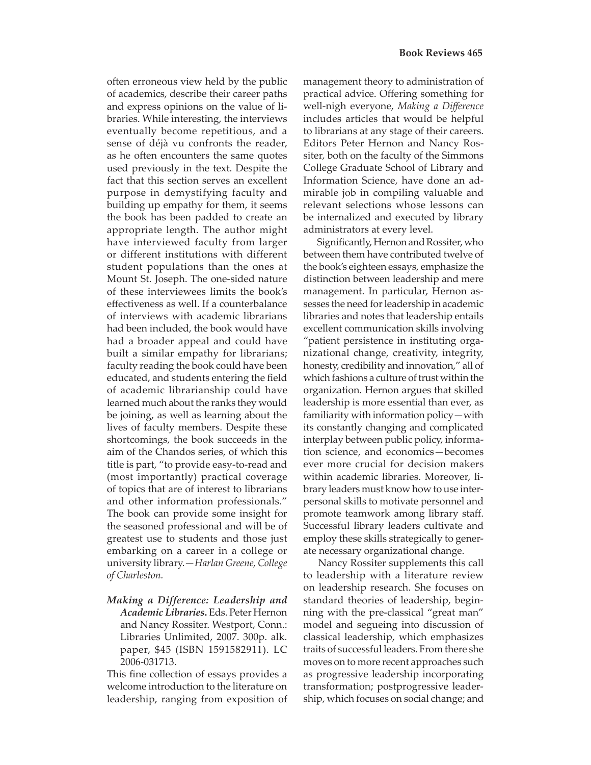often erroneous view held by the public of academics, describe their career paths and express opinions on the value of libraries. While interesting, the interviews eventually become repetitious, and a sense of déjà vu confronts the reader, as he often encounters the same quotes used previously in the text. Despite the fact that this section serves an excellent purpose in demystifying faculty and building up empathy for them, it seems the book has been padded to create an appropriate length. The author might have interviewed faculty from larger or different institutions with different student populations than the ones at Mount St. Joseph. The one-sided nature of these interviewees limits the book's effectiveness as well. If a counterbalance of interviews with academic librarians had been included, the book would have had a broader appeal and could have built a similar empathy for librarians; faculty reading the book could have been educated, and students entering the field of academic librarianship could have learned much about the ranks they would be joining, as well as learning about the lives of faculty members. Despite these shortcomings, the book succeeds in the aim of the Chandos series, of which this title is part, "to provide easy-to-read and (most importantly) practical coverage of topics that are of interest to librarians and other information professionals." The book can provide some insight for the seasoned professional and will be of greatest use to students and those just embarking on a career in a college or university library.—*Harlan Greene, College of Charleston.*

***Making a Difference: Leadership and Academic Libraries.*** Eds. Peter Hernon and Nancy Rossiter. Westport, Conn.: Libraries Unlimited, 2007. 300p. alk. paper, $45 (ISBN 1591582911). LC 2006-031713.

This fine collection of essays provides a welcome introduction to the literature on leadership, ranging from exposition of management theory to administration of practical advice. Offering something for well-nigh everyone, *Making a Difference* includes articles that would be helpful to librarians at any stage of their careers. Editors Peter Hernon and Nancy Rossiter, both on the faculty of the Simmons College Graduate School of Library and Information Science, have done an admirable job in compiling valuable and relevant selections whose lessons can be internalized and executed by library administrators at every level.

Significantly, Hernon and Rossiter, who between them have contributed twelve of the book's eighteen essays, emphasize the distinction between leadership and mere management. In particular, Hernon assesses the need for leadership in academic libraries and notes that leadership entails excellent communication skills involving "patient persistence in instituting organizational change, creativity, integrity, honesty, credibility and innovation," all of which fashions a culture of trust within the organization. Hernon argues that skilled leadership is more essential than ever, as familiarity with information policy—with its constantly changing and complicated interplay between public policy, information science, and economics—becomes ever more crucial for decision makers within academic libraries. Moreover, library leaders must know how to use interpersonal skills to motivate personnel and promote teamwork among library staff. Successful library leaders cultivate and employ these skills strategically to generate necessary organizational change.

Nancy Rossiter supplements this call to leadership with a literature review on leadership research. She focuses on standard theories of leadership, beginning with the pre-classical "great man" model and segueing into discussion of classical leadership, which emphasizes traits of successful leaders. From there she moves on to more recent approaches such as progressive leadership incorporating transformation; postprogressive leadership, which focuses on social change; and